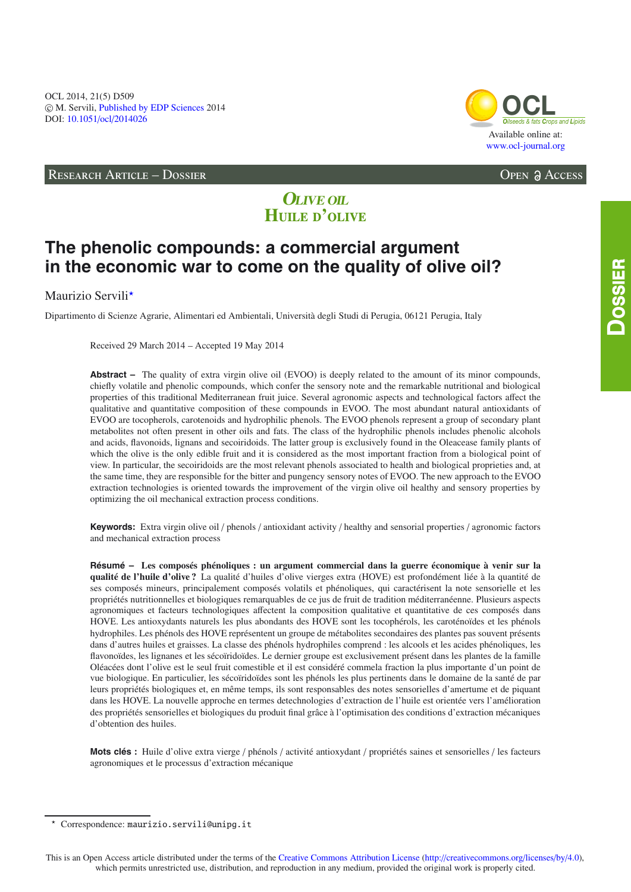OCL 2014, 21(5) D509
© M. Servili, Published by EDP Sciences 2014
DOI: 10.1051/ocl/2014026

Available online at:
www.ocl-journal.org

Research Article – Dossier

Open Access

*Olive oil*
Huile d'olive

# The phenolic compounds: a commercial argument in the economic war to come on the quality of olive oil?

Maurizio Servili*

Dipartimento di Scienze Agrarie, Alimentari ed Ambientali, Università degli Studi di Perugia, 06121 Perugia, Italy

Received 29 March 2014 – Accepted 19 May 2014

**Abstract –** The quality of extra virgin olive oil (EVOO) is deeply related to the amount of its minor compounds, chiefly volatile and phenolic compounds, which confer the sensory note and the remarkable nutritional and biological properties of this traditional Mediterranean fruit juice. Several agronomic aspects and technological factors affect the qualitative and quantitative composition of these compounds in EVOO. The most abundant natural antioxidants of EVOO are tocopherols, carotenoids and hydrophilic phenols. The EVOO phenols represent a group of secondary plant metabolites not often present in other oils and fats. The class of the hydrophilic phenols includes phenolic alcohols and acids, flavonoids, lignans and secoiridoids. The latter group is exclusively found in the Oleacease family plants of which the olive is the only edible fruit and it is considered as the most important fraction from a biological point of view. In particular, the secoiridoids are the most relevant phenols associated to health and biological proprieties and, at the same time, they are responsible for the bitter and pungency sensory notes of EVOO. The new approach to the EVOO extraction technologies is oriented towards the improvement of the virgin olive oil healthy and sensory properties by optimizing the oil mechanical extraction process conditions.

**Keywords:** Extra virgin olive oil / phenols / antioxidant activity / healthy and sensorial properties / agronomic factors and mechanical extraction process

**Résumé – Les composés phénoliques : un argument commercial dans la guerre économique à venir sur la qualité de l'huile d'olive ?** La qualité d'huiles d'olive vierges extra (HOVE) est profondément liée à la quantité de ses composés mineurs, principalement composés volatils et phénoliques, qui caractérisent la note sensorielle et les propriétés nutritionnelles et biologiques remarquables de ce jus de fruit de tradition méditerranéenne. Plusieurs aspects agronomiques et facteurs technologiques affectent la composition qualitative et quantitative de ces composés dans HOVE. Les antioxydants naturels les plus abondants des HOVE sont les tocophérols, les caroténoïdes et les phénols hydrophiles. Les phénols des HOVE représentent un groupe de métabolites secondaires des plantes pas souvent présents dans d'autres huiles et graisses. La classe des phénols hydrophiles comprend : les alcools et les acides phénoliques, les flavonoïdes, les lignanes et les sécoïridoïdes. Le dernier groupe est exclusivement présent dans les plantes de la famille Oléacées dont l'olive est le seul fruit comestible et il est considéré commela fraction la plus importante d'un point de vue biologique. En particulier, les sécoïridoïdes sont les phénols les plus pertinents dans le domaine de la santé de par leurs propriétés biologiques et, en même temps, ils sont responsables des notes sensorielles d'amertume et de piquant dans les HOVE. La nouvelle approche en termes detechnologies d'extraction de l'huile est orientée vers l'amélioration des propriétés sensorielles et biologiques du produit final grâce à l'optimisation des conditions d'extraction mécaniques d'obtention des huiles.

**Mots clés :** Huile d'olive extra vierge / phénols / activité antioxydant / propriétés saines et sensorielles / les facteurs agronomiques et le processus d'extraction mécanique

* Correspondence: maurizio.servili@unipg.it

This is an Open Access article distributed under the terms of the Creative Commons Attribution License (http://creativecommons.org/licenses/by/4.0), which permits unrestricted use, distribution, and reproduction in any medium, provided the original work is properly cited.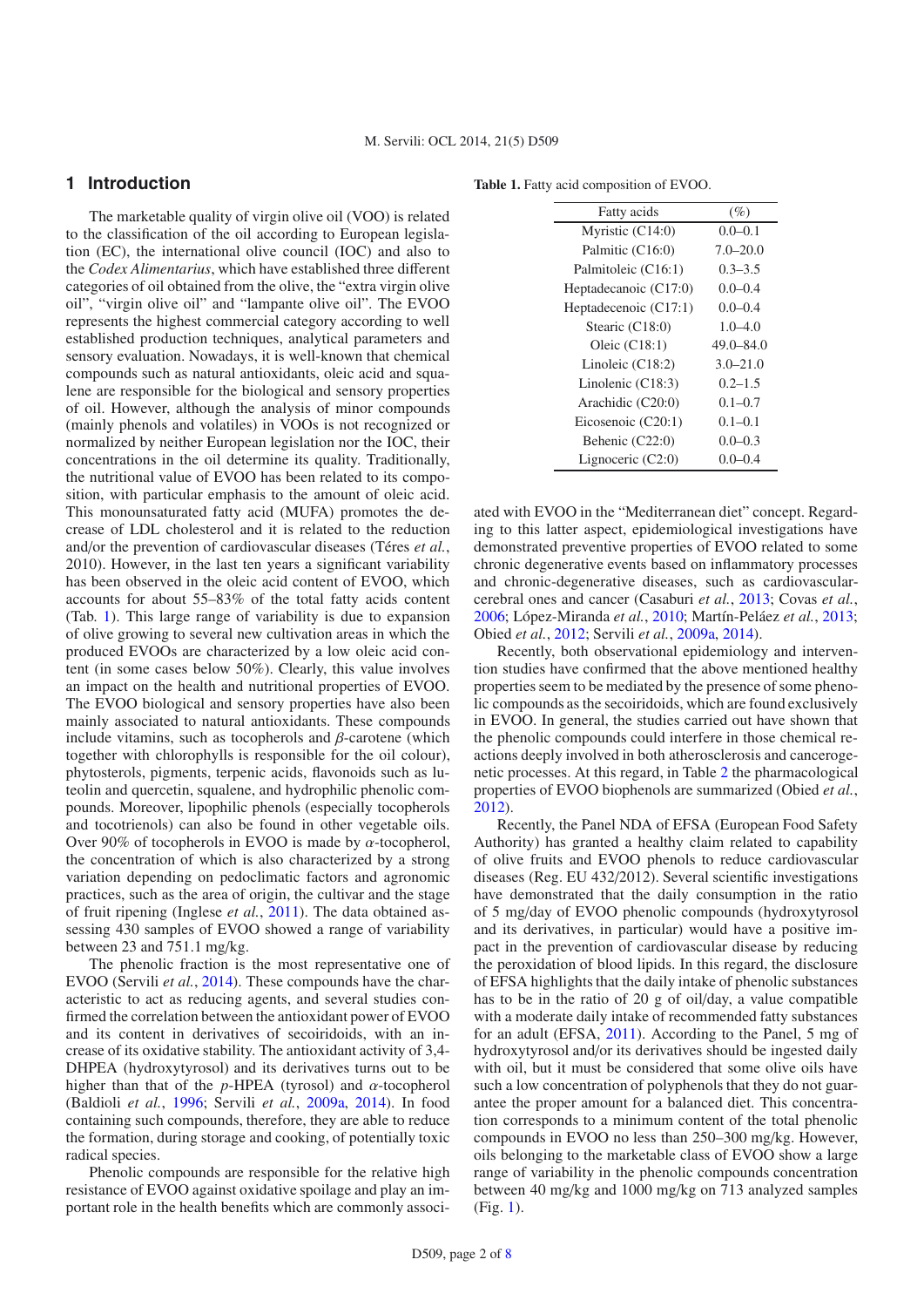## 1 Introduction

The marketable quality of virgin olive oil (VOO) is related to the classification of the oil according to European legislation (EC), the international olive council (IOC) and also to the *Codex Alimentarius*, which have established three different categories of oil obtained from the olive, the "extra virgin olive oil", "virgin olive oil" and "lampante olive oil". The EVOO represents the highest commercial category according to well established production techniques, analytical parameters and sensory evaluation. Nowadays, it is well-known that chemical compounds such as natural antioxidants, oleic acid and squalene are responsible for the biological and sensory properties of oil. However, although the analysis of minor compounds (mainly phenols and volatiles) in VOOs is not recognized or normalized by neither European legislation nor the IOC, their concentrations in the oil determine its quality. Traditionally, the nutritional value of EVOO has been related to its composition, with particular emphasis to the amount of oleic acid. This monounsaturated fatty acid (MUFA) promotes the decrease of LDL cholesterol and it is related to the reduction and/or the prevention of cardiovascular diseases (Téres *et al.*, 2010). However, in the last ten years a significant variability has been observed in the oleic acid content of EVOO, which accounts for about 55–83% of the total fatty acids content (Tab. 1). This large range of variability is due to expansion of olive growing to several new cultivation areas in which the produced EVOOs are characterized by a low oleic acid content (in some cases below 50%). Clearly, this value involves an impact on the health and nutritional properties of EVOO. The EVOO biological and sensory properties have also been mainly associated to natural antioxidants. These compounds include vitamins, such as tocopherols and $\beta$-carotene (which together with chlorophylls is responsible for the oil colour), phytosterols, pigments, terpenic acids, flavonoids such as luteolin and quercetin, squalene, and hydrophilic phenolic compounds. Moreover, lipophilic phenols (especially tocopherols and tocotrienols) can also be found in other vegetable oils. Over 90% of tocopherols in EVOO is made by $\alpha$-tocopherol, the concentration of which is also characterized by a strong variation depending on pedoclimatic factors and agronomic practices, such as the area of origin, the cultivar and the stage of fruit ripening (Inglese *et al.*, 2011). The data obtained assessing 430 samples of EVOO showed a range of variability between 23 and 751.1 mg/kg.

The phenolic fraction is the most representative one of EVOO (Servili *et al.*, 2014). These compounds have the characteristic to act as reducing agents, and several studies confirmed the correlation between the antioxidant power of EVOO and its content in derivatives of secoiridoids, with an increase of its oxidative stability. The antioxidant activity of 3,4-DHPEA (hydroxytyrosol) and its derivatives turns out to be higher than that of the *p*-HPEA (tyrosol) and $\alpha$-tocopherol (Baldioli *et al.*, 1996; Servili *et al.*, 2009a, 2014). In food containing such compounds, therefore, they are able to reduce the formation, during storage and cooking, of potentially toxic radical species.

Phenolic compounds are responsible for the relative high resistance of EVOO against oxidative spoilage and play an important role in the health benefits which are commonly associated with EVOO in the "Mediterranean diet" concept. Regarding to this latter aspect, epidemiological investigations have demonstrated preventive properties of EVOO related to some chronic degenerative events based on inflammatory processes and chronic-degenerative diseases, such as cardiovascular-cerebral ones and cancer (Casaburi *et al.*, 2013; Covas *et al.*, 2006; López-Miranda *et al.*, 2010; Martín-Peláez *et al.*, 2013; Obied *et al.*, 2012; Servili *et al.*, 2009a, 2014).

**Table 1.** Fatty acid composition of EVOO.

| Fatty acids | (%) |
|---|---|
| Myristic (C14:0) | 0.0–0.1 |
| Palmitic (C16:0) | 7.0–20.0 |
| Palmitoleic (C16:1) | 0.3–3.5 |
| Heptadecanoic (C17:0) | 0.0–0.4 |
| Heptadecenoic (C17:1) | 0.0–0.4 |
| Stearic (C18:0) | 1.0–4.0 |
| Oleic (C18:1) | 49.0–84.0 |
| Linoleic (C18:2) | 3.0–21.0 |
| Linolenic (C18:3) | 0.2–1.5 |
| Arachidic (C20:0) | 0.1–0.7 |
| Eicosenoic (C20:1) | 0.1–0.1 |
| Behenic (C22:0) | 0.0–0.3 |
| Lignoceric (C2:0) | 0.0–0.4 |

Recently, both observational epidemiology and intervention studies have confirmed that the above mentioned healthy properties seem to be mediated by the presence of some phenolic compounds as the secoiridoids, which are found exclusively in EVOO. In general, the studies carried out have shown that the phenolic compounds could interfere in those chemical reactions deeply involved in both atherosclerosis and cancerogenetic processes. At this regard, in Table 2 the pharmacological properties of EVOO biophenols are summarized (Obied *et al.*, 2012).

Recently, the Panel NDA of EFSA (European Food Safety Authority) has granted a healthy claim related to capability of olive fruits and EVOO phenols to reduce cardiovascular diseases (Reg. EU 432/2012). Several scientific investigations have demonstrated that the daily consumption in the ratio of 5 mg/day of EVOO phenolic compounds (hydroxytyrosol and its derivatives, in particular) would have a positive impact in the prevention of cardiovascular disease by reducing the peroxidation of blood lipids. In this regard, the disclosure of EFSA highlights that the daily intake of phenolic substances has to be in the ratio of 20 g of oil/day, a value compatible with a moderate daily intake of recommended fatty substances for an adult (EFSA, 2011). According to the Panel, 5 mg of hydroxytyrosol and/or its derivatives should be ingested daily with oil, but it must be considered that some olive oils have such a low concentration of polyphenols that they do not guarantee the proper amount for a balanced diet. This concentration corresponds to a minimum content of the total phenolic compounds in EVOO no less than 250–300 mg/kg. However, oils belonging to the marketable class of EVOO show a large range of variability in the phenolic compounds concentration between 40 mg/kg and 1000 mg/kg on 713 analyzed samples (Fig. 1).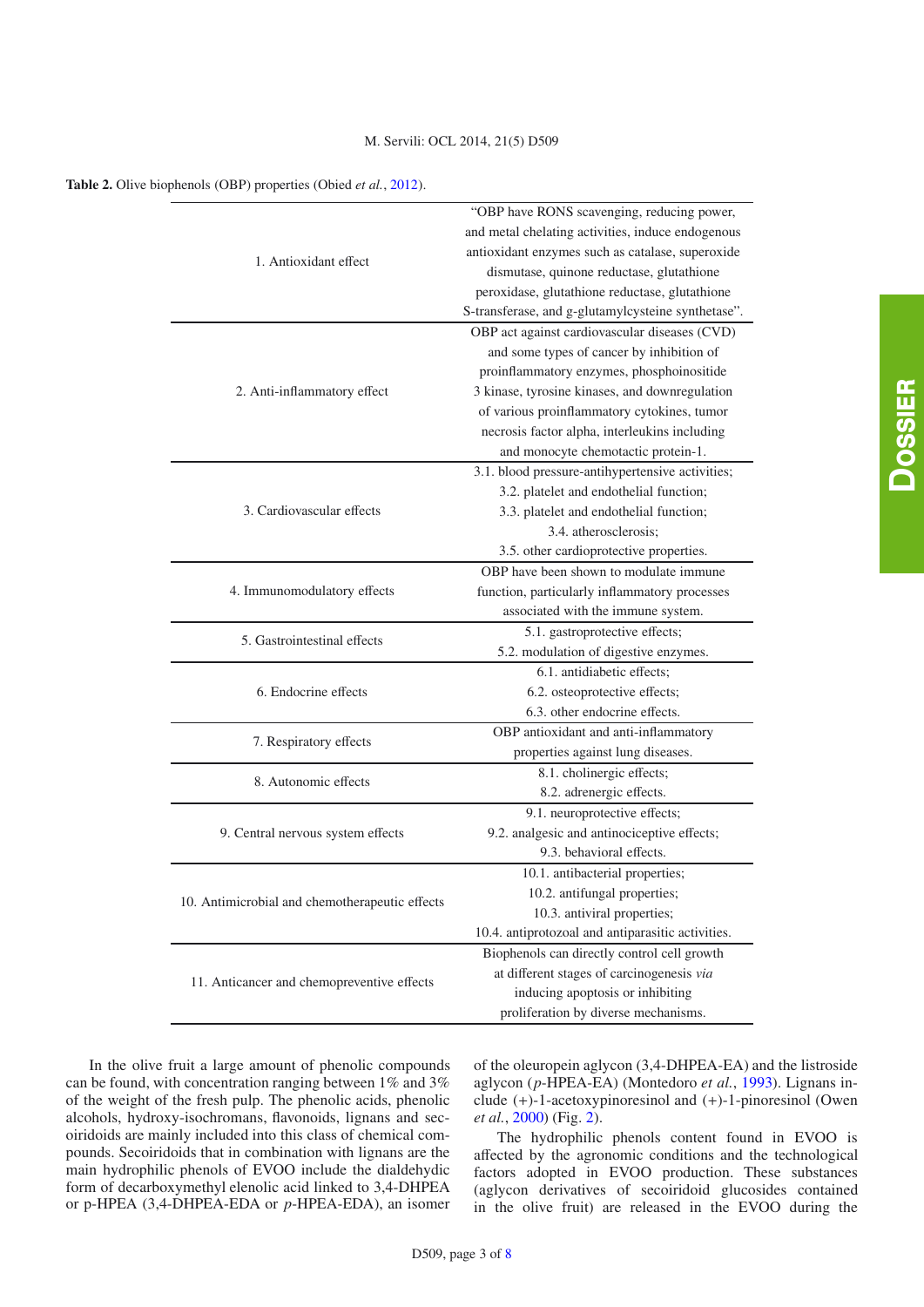**Table 2.** Olive biophenols (OBP) properties (Obied *et al.*, 2012).

| | |
|---|---|
| 1. Antioxidant effect | "OBP have RONS scavenging, reducing power, and metal chelating activities, induce endogenous antioxidant enzymes such as catalase, superoxide dismutase, quinone reductase, glutathione peroxidase, glutathione reductase, glutathione S-transferase, and g-glutamylcysteine synthetase". |
| 2. Anti-inflammatory effect | OBP act against cardiovascular diseases (CVD) and some types of cancer by inhibition of proinflammatory enzymes, phosphoinositide 3 kinase, tyrosine kinases, and downregulation of various proinflammatory cytokines, tumor necrosis factor alpha, interleukins including and monocyte chemotactic protein-1. |
| 3. Cardiovascular effects | 3.1. blood pressure-antihypertensive activities; 3.2. platelet and endothelial function; 3.3. platelet and endothelial function; 3.4. atherosclerosis; 3.5. other cardioprotective properties. |
| 4. Immunomodulatory effects | OBP have been shown to modulate immune function, particularly inflammatory processes associated with the immune system. |
| 5. Gastrointestinal effects | 5.1. gastroprotective effects; 5.2. modulation of digestive enzymes. |
| 6. Endocrine effects | 6.1. antidiabetic effects; 6.2. osteoprotective effects; 6.3. other endocrine effects. |
| 7. Respiratory effects | OBP antioxidant and anti-inflammatory properties against lung diseases. |
| 8. Autonomic effects | 8.1. cholinergic effects; 8.2. adrenergic effects. |
| 9. Central nervous system effects | 9.1. neuroprotective effects; 9.2. analgesic and antinociceptive effects; 9.3. behavioral effects. |
| 10. Antimicrobial and chemotherapeutic effects | 10.1. antibacterial properties; 10.2. antifungal properties; 10.3. antiviral properties; 10.4. antiprotozoal and antiparasitic activities. |
| 11. Anticancer and chemopreventive effects | Biophenols can directly control cell growth at different stages of carcinogenesis *via* inducing apoptosis or inhibiting proliferation by diverse mechanisms. |

In the olive fruit a large amount of phenolic compounds can be found, with concentration ranging between 1% and 3% of the weight of the fresh pulp. The phenolic acids, phenolic alcohols, hydroxy-isochromans, flavonoids, lignans and secoiridoids are mainly included into this class of chemical compounds. Secoiridoids that in combination with lignans are the main hydrophilic phenols of EVOO include the dialdehydic form of decarboxymethyl elenolic acid linked to 3,4-DHPEA or p-HPEA (3,4-DHPEA-EDA or *p*-HPEA-EDA), an isomer of the oleuropein aglycon (3,4-DHPEA-EA) and the listroside aglycon (*p*-HPEA-EA) (Montedoro *et al.*, 1993). Lignans include (+)-1-acetoxypinoresinol and (+)-1-pinoresinol (Owen *et al.*, 2000) (Fig. 2).

The hydrophilic phenols content found in EVOO is affected by the agronomic conditions and the technological factors adopted in EVOO production. These substances (aglycon derivatives of secoiridoid glucosides contained in the olive fruit) are released in the EVOO during the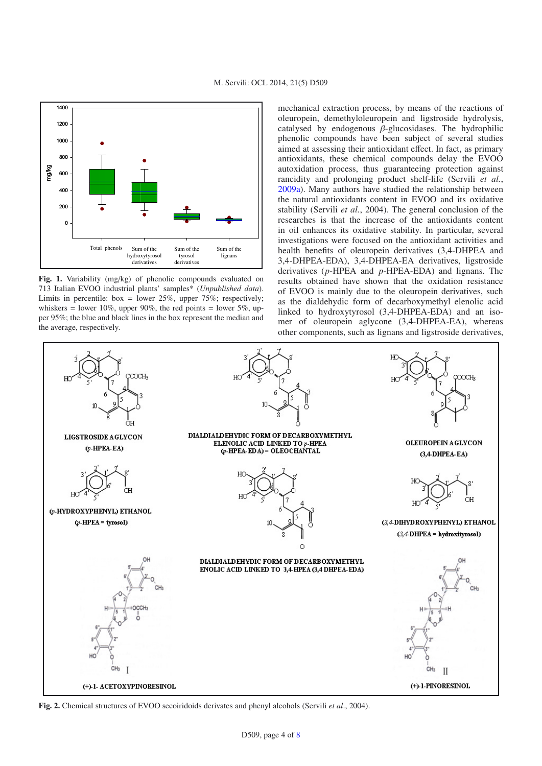**Fig. 1.** Variability (mg/kg) of phenolic compounds evaluated on 713 Italian EVOO industrial plants' samples* (*Unpublished data*). Limits in percentile: box = lower 25%, upper 75%; respectively; whiskers = lower 10%, upper 90%, the red points = lower 5%, upper 95%; the blue and black lines in the box represent the median and the average, respectively.

mechanical extraction process, by means of the reactions of oleuropein, demethyloleuropein and ligstroside hydrolysis, catalysed by endogenous $\beta$-glucosidases. The hydrophilic phenolic compounds have been subject of several studies aimed at assessing their antioxidant effect. In fact, as primary antioxidants, these chemical compounds delay the EVOO autoxidation process, thus guaranteeing protection against rancidity and prolonging product shelf-life (Servili *et al.*, 2009a). Many authors have studied the relationship between the natural antioxidants content in EVOO and its oxidative stability (Servili *et al.*, 2004). The general conclusion of the researches is that the increase of the antioxidants content in oil enhances its oxidative stability. In particular, several investigations were focused on the antioxidant activities and health benefits of oleuropein derivatives (3,4-DHPEA and 3,4-DHPEA-EDA), 3,4-DHPEA-EA derivatives, ligstroside derivatives (*p*-HPEA and *p*-HPEA-EDA) and lignans. The results obtained have shown that the oxidation resistance of EVOO is mainly due to the oleuropein derivatives, such as the dialdehydic form of decarboxymethyl elenolic acid linked to hydroxytyrosol (3,4-DHPEA-EDA) and an isomer of oleuropein aglycone (3,4-DHPEA-EA), whereas other components, such as lignans and ligstroside derivatives,

**Fig. 2.** Chemical structures of EVOO secoiridoids derivates and phenyl alcohols (Servili *et al*., 2004).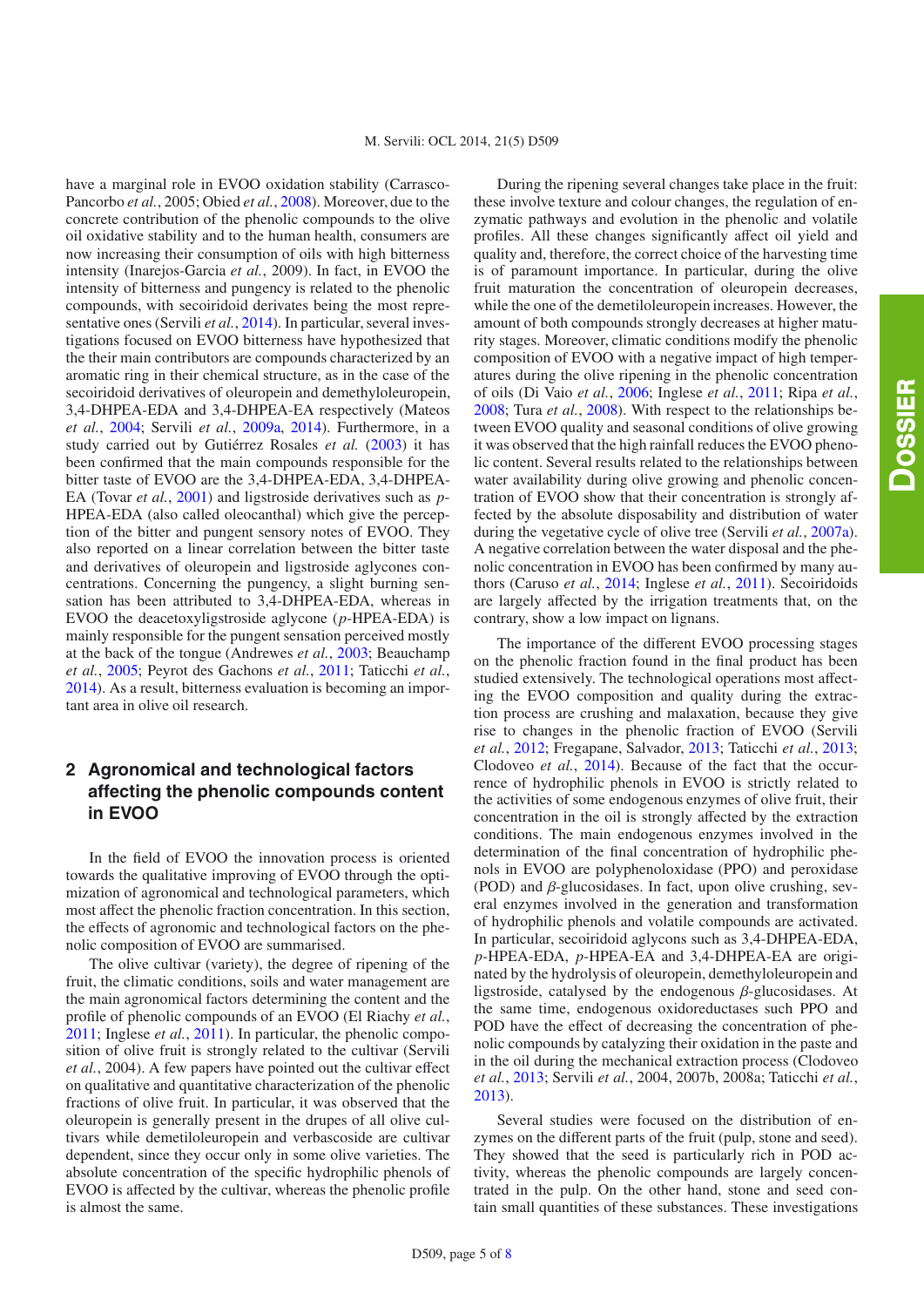have a marginal role in EVOO oxidation stability (Carrasco-Pancorbo *et al.*, 2005; Obied *et al.*, 2008). Moreover, due to the concrete contribution of the phenolic compounds to the olive oil oxidative stability and to the human health, consumers are now increasing their consumption of oils with high bitterness intensity (Inarejos-Garcia *et al.*, 2009). In fact, in EVOO the intensity of bitterness and pungency is related to the phenolic compounds, with secoiridoid derivates being the most representative ones (Servili *et al.*, 2014). In particular, several investigations focused on EVOO bitterness have hypothesized that the their main contributors are compounds characterized by an aromatic ring in their chemical structure, as in the case of the secoiridoid derivatives of oleuropein and demethyloleuropein, 3,4-DHPEA-EDA and 3,4-DHPEA-EA respectively (Mateos *et al.*, 2004; Servili *et al.*, 2009a, 2014). Furthermore, in a study carried out by Gutiérrez Rosales *et al.* (2003) it has been confirmed that the main compounds responsible for the bitter taste of EVOO are the 3,4-DHPEA-EDA, 3,4-DHPEA-EA (Tovar *et al.*, 2001) and ligstroside derivatives such as *p*-HPEA-EDA (also called oleocanthal) which give the perception of the bitter and pungent sensory notes of EVOO. They also reported on a linear correlation between the bitter taste and derivatives of oleuropein and ligstroside aglycones concentrations. Concerning the pungency, a slight burning sensation has been attributed to 3,4-DHPEA-EDA, whereas in EVOO the deacetoxyligstroside aglycone (*p*-HPEA-EDA) is mainly responsible for the pungent sensation perceived mostly at the back of the tongue (Andrewes *et al.*, 2003; Beauchamp *et al.*, 2005; Peyrot des Gachons *et al.*, 2011; Taticchi *et al.*, 2014). As a result, bitterness evaluation is becoming an important area in olive oil research.

## 2 Agronomical and technological factors affecting the phenolic compounds content in EVOO

In the field of EVOO the innovation process is oriented towards the qualitative improving of EVOO through the optimization of agronomical and technological parameters, which most affect the phenolic fraction concentration. In this section, the effects of agronomic and technological factors on the phenolic composition of EVOO are summarised.

The olive cultivar (variety), the degree of ripening of the fruit, the climatic conditions, soils and water management are the main agronomical factors determining the content and the profile of phenolic compounds of an EVOO (El Riachy *et al.*, 2011; Inglese *et al.*, 2011). In particular, the phenolic composition of olive fruit is strongly related to the cultivar (Servili *et al.*, 2004). A few papers have pointed out the cultivar effect on qualitative and quantitative characterization of the phenolic fractions of olive fruit. In particular, it was observed that the oleuropein is generally present in the drupes of all olive cultivars while demetiloleuropein and verbascoside are cultivar dependent, since they occur only in some olive varieties. The absolute concentration of the specific hydrophilic phenols of EVOO is affected by the cultivar, whereas the phenolic profile is almost the same.

During the ripening several changes take place in the fruit: these involve texture and colour changes, the regulation of enzymatic pathways and evolution in the phenolic and volatile profiles. All these changes significantly affect oil yield and quality and, therefore, the correct choice of the harvesting time is of paramount importance. In particular, during the olive fruit maturation the concentration of oleuropein decreases, while the one of the demetiloleuropein increases. However, the amount of both compounds strongly decreases at higher maturity stages. Moreover, climatic conditions modify the phenolic composition of EVOO with a negative impact of high temperatures during the olive ripening in the phenolic concentration of oils (Di Vaio *et al.*, 2006; Inglese *et al.*, 2011; Ripa *et al.*, 2008; Tura *et al.*, 2008). With respect to the relationships between EVOO quality and seasonal conditions of olive growing it was observed that the high rainfall reduces the EVOO phenolic content. Several results related to the relationships between water availability during olive growing and phenolic concentration of EVOO show that their concentration is strongly affected by the absolute disposability and distribution of water during the vegetative cycle of olive tree (Servili *et al.*, 2007a). A negative correlation between the water disposal and the phenolic concentration in EVOO has been confirmed by many authors (Caruso *et al.*, 2014; Inglese *et al.*, 2011). Secoiridoids are largely affected by the irrigation treatments that, on the contrary, show a low impact on lignans.

The importance of the different EVOO processing stages on the phenolic fraction found in the final product has been studied extensively. The technological operations most affecting the EVOO composition and quality during the extraction process are crushing and malaxation, because they give rise to changes in the phenolic fraction of EVOO (Servili *et al.*, 2012; Fregapane, Salvador, 2013; Taticchi *et al.*, 2013; Clodoveo *et al.*, 2014). Because of the fact that the occurrence of hydrophilic phenols in EVOO is strictly related to the activities of some endogenous enzymes of olive fruit, their concentration in the oil is strongly affected by the extraction conditions. The main endogenous enzymes involved in the determination of the final concentration of hydrophilic phenols in EVOO are polyphenoloxidase (PPO) and peroxidase (POD) and $\beta$-glucosidases. In fact, upon olive crushing, several enzymes involved in the generation and transformation of hydrophilic phenols and volatile compounds are activated. In particular, secoiridoid aglycons such as 3,4-DHPEA-EDA, *p*-HPEA-EDA, *p*-HPEA-EA and 3,4-DHPEA-EA are originated by the hydrolysis of oleuropein, demethyloleuropein and ligstroside, catalysed by the endogenous $\beta$-glucosidases. At the same time, endogenous oxidoreductases such PPO and POD have the effect of decreasing the concentration of phenolic compounds by catalyzing their oxidation in the paste and in the oil during the mechanical extraction process (Clodoveo *et al.*, 2013; Servili *et al.*, 2004, 2007b, 2008a; Taticchi *et al.*, 2013).

Several studies were focused on the distribution of enzymes on the different parts of the fruit (pulp, stone and seed). They showed that the seed is particularly rich in POD activity, whereas the phenolic compounds are largely concentrated in the pulp. On the other hand, stone and seed contain small quantities of these substances. These investigations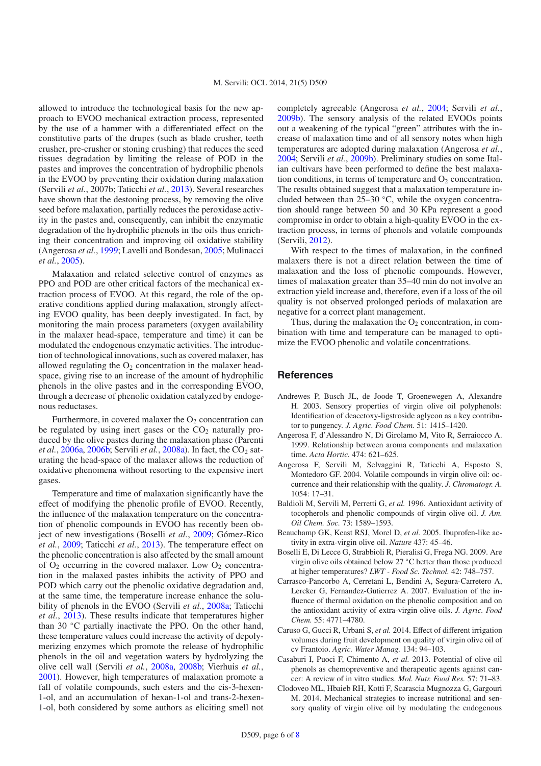allowed to introduce the technological basis for the new approach to EVOO mechanical extraction process, represented by the use of a hammer with a differentiated effect on the constitutive parts of the drupes (such as blade crusher, teeth crusher, pre-crusher or stoning crushing) that reduces the seed tissues degradation by limiting the release of POD in the pastes and improves the concentration of hydrophilic phenols in the EVOO by preventing their oxidation during malaxation (Servili *et al.*, 2007b; Taticchi *et al.*, 2013). Several researches have shown that the destoning process, by removing the olive seed before malaxation, partially reduces the peroxidase activity in the pastes and, consequently, can inhibit the enzymatic degradation of the hydrophilic phenols in the oils thus enriching their concentration and improving oil oxidative stability (Angerosa *et al.*, 1999; Lavelli and Bondesan, 2005; Mulinacci *et al.*, 2005).

Malaxation and related selective control of enzymes as PPO and POD are other critical factors of the mechanical extraction process of EVOO. At this regard, the role of the operative conditions applied during malaxation, strongly affecting EVOO quality, has been deeply investigated. In fact, by monitoring the main process parameters (oxygen availability in the malaxer head-space, temperature and time) it can be modulated the endogenous enzymatic activities. The introduction of technological innovations, such as covered malaxer, has allowed regulating the $O_2$ concentration in the malaxer head-space, giving rise to an increase of the amount of hydrophilic phenols in the olive pastes and in the corresponding EVOO, through a decrease of phenolic oxidation catalyzed by endogenous reductases.

Furthermore, in covered malaxer the $O_2$ concentration can be regulated by using inert gases or the $CO_2$ naturally produced by the olive pastes during the malaxation phase (Parenti *et al.*, 2006a, 2006b; Servili *et al.*, 2008a). In fact, the $CO_2$ saturating the head-space of the malaxer allows the reduction of oxidative phenomena without resorting to the expensive inert gases.

Temperature and time of malaxation significantly have the effect of modifying the phenolic profile of EVOO. Recently, the influence of the malaxation temperature on the concentration of phenolic compounds in EVOO has recently been object of new investigations (Boselli *et al.*, 2009; Gómez-Rico *et al.*, 2009; Taticchi *et al.*, 2013). The temperature effect on the phenolic concentration is also affected by the small amount of $O_2$ occurring in the covered malaxer. Low $O_2$ concentration in the malaxed pastes inhibits the activity of PPO and POD which carry out the phenolic oxidative degradation and, at the same time, the temperature increase enhance the solubility of phenols in the EVOO (Servili *et al.*, 2008a; Taticchi *et al.*, 2013). These results indicate that temperatures higher than 30 °C partially inactivate the PPO. On the other hand, these temperature values could increase the activity of depolymerizing enzymes which promote the release of hydrophilic phenols in the oil and vegetation waters by hydrolyzing the olive cell wall (Servili *et al.*, 2008a, 2008b; Vierhuis *et al.*, 2001). However, high temperatures of malaxation promote a fall of volatile compounds, such esters and the cis-3-hexen-1-ol, and an accumulation of hexan-1-ol and trans-2-hexen-1-ol, both considered by some authors as eliciting smell not completely agreeable (Angerosa *et al.*, 2004; Servili *et al.*, 2009b). The sensory analysis of the related EVOOs points out a weakening of the typical "green" attributes with the increase of malaxation time and of all sensory notes when high temperatures are adopted during malaxation (Angerosa *et al.*, 2004; Servili *et al.*, 2009b). Preliminary studies on some Italian cultivars have been performed to define the best malaxation conditions, in terms of temperature and $O_2$ concentration. The results obtained suggest that a malaxation temperature included between than 25–30 °C, while the oxygen concentration should range between 50 and 30 KPa represent a good compromise in order to obtain a high-quality EVOO in the extraction process, in terms of phenols and volatile compounds (Servili, 2012).

With respect to the times of malaxation, in the confined malaxers there is not a direct relation between the time of malaxation and the loss of phenolic compounds. However, times of malaxation greater than 35–40 min do not involve an extraction yield increase and, therefore, even if a loss of the oil quality is not observed prolonged periods of malaxation are negative for a correct plant management.

Thus, during the malaxation the $O_2$ concentration, in combination with time and temperature can be managed to optimize the EVOO phenolic and volatile concentrations.

## References

Andrewes P, Busch JL, de Joode T, Groenewegen A, Alexandre H. 2003. Sensory properties of virgin olive oil polyphenols: Identification of deacetoxy-ligstroside aglycon as a key contributor to pungency. *J. Agric. Food Chem.* 51: 1415–1420.

Angerosa F, d'Alessandro N, Di Girolamo M, Vito R, Serraiocco A. 1999. Relationship between aroma components and malaxation time. *Acta Hortic.* 474: 621–625.

Angerosa F, Servili M, Selvaggini R, Taticchi A, Esposto S, Montedoro GF. 2004. Volatile compounds in virgin olive oil: occurrence and their relationship with the quality. *J. Chromatogr. A.* 1054: 17–31.

Baldioli M, Servili M, Perretti G, *et al.* 1996. Antioxidant activity of tocopherols and phenolic compounds of virgin olive oil. *J. Am. Oil Chem. Soc.* 73: 1589–1593.

Beauchamp GK, Keast RSJ, Morel D, *et al.* 2005. Ibuprofen-like activity in extra-virgin olive oil. *Nature* 437: 45–46.

Boselli E, Di Lecce G, Strabbioli R, Pieralisi G, Frega NG. 2009. Are virgin olive oils obtained below 27 °C better than those produced at higher temperatures? *LWT - Food Sc. Technol.* 42: 748–757.

Carrasco-Pancorbo A, Cerretani L, Bendini A, Segura-Carretero A, Lercker G, Fernandez-Gutierrez A. 2007. Evaluation of the influence of thermal oxidation on the phenolic composition and on the antioxidant activity of extra-virgin olive oils. *J. Agric. Food Chem.* 55: 4771–4780.

Caruso G, Gucci R, Urbani S, *et al.* 2014. Effect of different irrigation volumes during fruit development on quality of virgin olive oil of cv Frantoio. *Agric. Water Manag.* 134: 94–103.

Casaburi I, Puoci F, Chimento A, *et al.* 2013. Potential of olive oil phenols as chemopreventive and therapeutic agents against cancer: A review of in vitro studies. *Mol. Nutr. Food Res.* 57: 71–83.

Clodoveo ML, Hbaieb RH, Kotti F, Scarascia Mugnozza G, Gargouri M. 2014. Mechanical strategies to increase nutritional and sensory quality of virgin olive oil by modulating the endogenous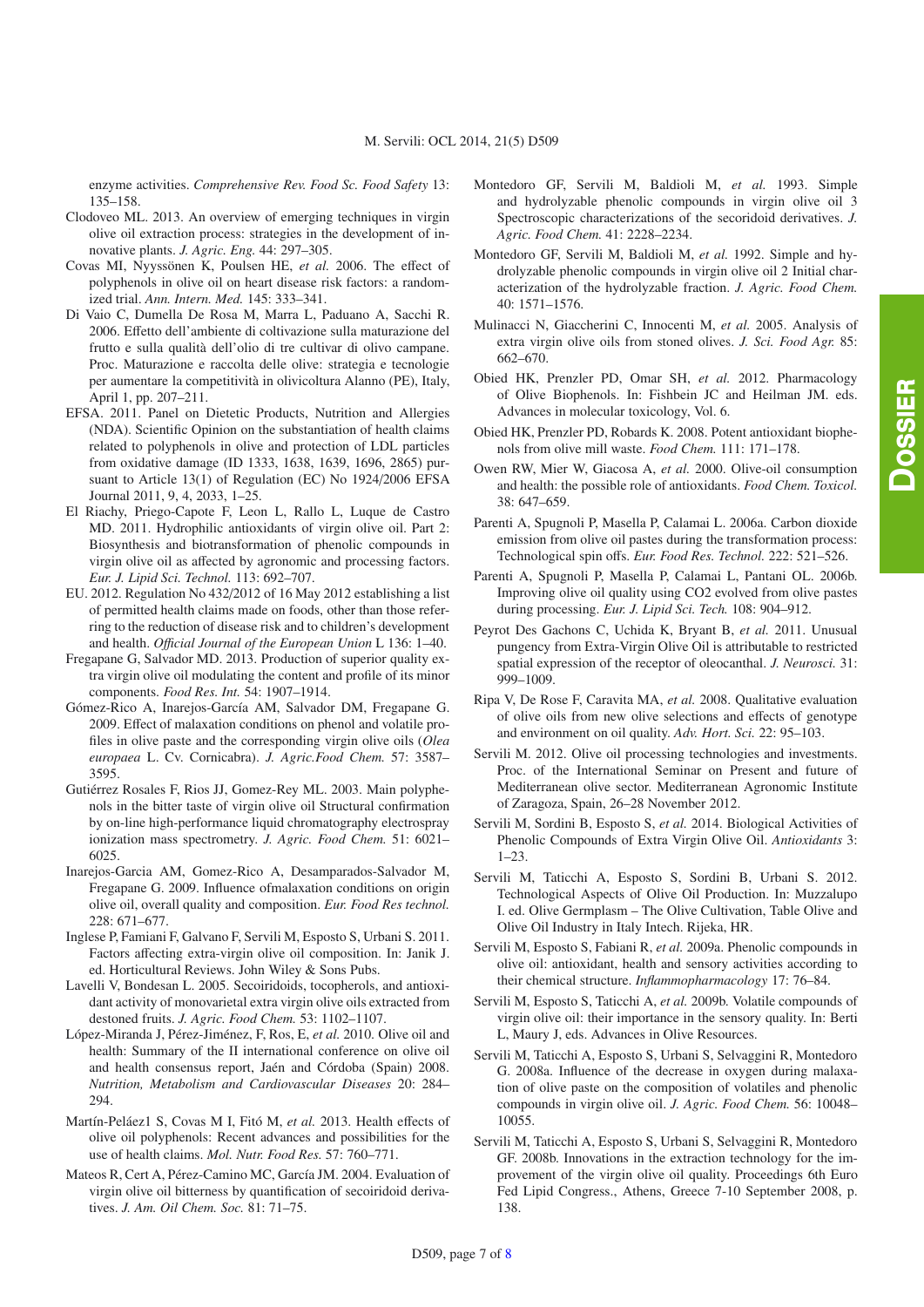enzyme activities. *Comprehensive Rev. Food Sc. Food Safety* 13: 135–158.

Clodoveo ML. 2013. An overview of emerging techniques in virgin olive oil extraction process: strategies in the development of innovative plants. *J. Agric. Eng.* 44: 297–305.

Covas MI, Nyyssönen K, Poulsen HE, *et al.* 2006. The effect of polyphenols in olive oil on heart disease risk factors: a randomized trial. *Ann. Intern. Med.* 145: 333–341.

Di Vaio C, Dumella De Rosa M, Marra L, Paduano A, Sacchi R. 2006. Effetto dell'ambiente di coltivazione sulla maturazione del frutto e sulla qualità dell'olio di tre cultivar di olivo campane. Proc. Maturazione e raccolta delle olive: strategia e tecnologie per aumentare la competitività in olivicoltura Alanno (PE), Italy, April 1, pp. 207–211.

EFSA. 2011. Panel on Dietetic Products, Nutrition and Allergies (NDA). Scientific Opinion on the substantiation of health claims related to polyphenols in olive and protection of LDL particles from oxidative damage (ID 1333, 1638, 1639, 1696, 2865) pursuant to Article 13(1) of Regulation (EC) No 1924/2006 EFSA Journal 2011, 9, 4, 2033, 1–25.

El Riachy, Priego-Capote F, Leon L, Rallo L, Luque de Castro MD. 2011. Hydrophilic antioxidants of virgin olive oil. Part 2: Biosynthesis and biotransformation of phenolic compounds in virgin olive oil as affected by agronomic and processing factors. *Eur. J. Lipid Sci. Technol.* 113: 692–707.

EU. 2012. Regulation No 432/2012 of 16 May 2012 establishing a list of permitted health claims made on foods, other than those referring to the reduction of disease risk and to children's development and health. *Official Journal of the European Union* L 136: 1–40.

Fregapane G, Salvador MD. 2013. Production of superior quality extra virgin olive oil modulating the content and profile of its minor components. *Food Res. Int.* 54: 1907–1914.

Gómez-Rico A, Inarejos-García AM, Salvador DM, Fregapane G. 2009. Effect of malaxation conditions on phenol and volatile profiles in olive paste and the corresponding virgin olive oils (*Olea europaea* L. Cv. Cornicabra). *J. Agric.Food Chem.* 57: 3587–3595.

Gutiérrez Rosales F, Rios JJ, Gomez-Rey ML. 2003. Main polyphenols in the bitter taste of virgin olive oil Structural confirmation by on-line high-performance liquid chromatography electrospray ionization mass spectrometry. *J. Agric. Food Chem.* 51: 6021–6025.

Inarejos-Garcia AM, Gomez-Rico A, Desamparados-Salvador M, Fregapane G. 2009. Influence ofmalaxation conditions on origin olive oil, overall quality and composition. *Eur. Food Res technol.* 228: 671–677.

Inglese P, Famiani F, Galvano F, Servili M, Esposto S, Urbani S. 2011. Factors affecting extra-virgin olive oil composition. In: Janik J. ed. Horticultural Reviews. John Wiley & Sons Pubs.

Lavelli V, Bondesan L. 2005. Secoiridoids, tocopherols, and antioxidant activity of monovarietal extra virgin olive oils extracted from destoned fruits. *J. Agric. Food Chem.* 53: 1102–1107.

López-Miranda J, Pérez-Jiménez, F, Ros, E, *et al.* 2010. Olive oil and health: Summary of the II international conference on olive oil and health consensus report, Jaén and Córdoba (Spain) 2008. *Nutrition, Metabolism and Cardiovascular Diseases* 20: 284–294.

Martín-Peláez1 S, Covas M I, Fitó M, *et al.* 2013. Health effects of olive oil polyphenols: Recent advances and possibilities for the use of health claims. *Mol. Nutr. Food Res.* 57: 760–771.

Mateos R, Cert A, Pérez-Camino MC, García JM. 2004. Evaluation of virgin olive oil bitterness by quantification of secoiridoid derivatives. *J. Am. Oil Chem. Soc.* 81: 71–75.

Montedoro GF, Servili M, Baldioli M, *et al.* 1993. Simple and hydrolyzable phenolic compounds in virgin olive oil 3 Spectroscopic characterizations of the secoridoid derivatives. *J. Agric. Food Chem.* 41: 2228–2234.

Montedoro GF, Servili M, Baldioli M, *et al.* 1992. Simple and hydrolyzable phenolic compounds in virgin olive oil 2 Initial characterization of the hydrolyzable fraction. *J. Agric. Food Chem.* 40: 1571–1576.

Mulinacci N, Giaccherini C, Innocenti M, *et al.* 2005. Analysis of extra virgin olive oils from stoned olives. *J. Sci. Food Agr.* 85: 662–670.

Obied HK, Prenzler PD, Omar SH, *et al.* 2012. Pharmacology of Olive Biophenols. In: Fishbein JC and Heilman JM. eds. Advances in molecular toxicology, Vol. 6.

Obied HK, Prenzler PD, Robards K. 2008. Potent antioxidant biophenols from olive mill waste. *Food Chem.* 111: 171–178.

Owen RW, Mier W, Giacosa A, *et al.* 2000. Olive-oil consumption and health: the possible role of antioxidants. *Food Chem. Toxicol.* 38: 647–659.

Parenti A, Spugnoli P, Masella P, Calamai L. 2006a. Carbon dioxide emission from olive oil pastes during the transformation process: Technological spin offs. *Eur. Food Res. Technol.* 222: 521–526.

Parenti A, Spugnoli P, Masella P, Calamai L, Pantani OL. 2006b. Improving olive oil quality using CO2 evolved from olive pastes during processing. *Eur. J. Lipid Sci. Tech.* 108: 904–912.

Peyrot Des Gachons C, Uchida K, Bryant B, *et al.* 2011. Unusual pungency from Extra-Virgin Olive Oil is attributable to restricted spatial expression of the receptor of oleocanthal. *J. Neurosci.* 31: 999–1009.

Ripa V, De Rose F, Caravita MA, *et al.* 2008. Qualitative evaluation of olive oils from new olive selections and effects of genotype and environment on oil quality. *Adv. Hort. Sci.* 22: 95–103.

Servili M. 2012. Olive oil processing technologies and investments. Proc. of the International Seminar on Present and future of Mediterranean olive sector. Mediterranean Agronomic Institute of Zaragoza, Spain, 26–28 November 2012.

Servili M, Sordini B, Esposto S, *et al.* 2014. Biological Activities of Phenolic Compounds of Extra Virgin Olive Oil. *Antioxidants* 3: 1–23.

Servili M, Taticchi A, Esposto S, Sordini B, Urbani S. 2012. Technological Aspects of Olive Oil Production. In: Muzzalupo I. ed. Olive Germplasm – The Olive Cultivation, Table Olive and Olive Oil Industry in Italy Intech. Rijeka, HR.

Servili M, Esposto S, Fabiani R, *et al.* 2009a. Phenolic compounds in olive oil: antioxidant, health and sensory activities according to their chemical structure. *Inflammopharmacology* 17: 76–84.

Servili M, Esposto S, Taticchi A, *et al.* 2009b. Volatile compounds of virgin olive oil: their importance in the sensory quality. In: Berti L, Maury J, eds. Advances in Olive Resources.

Servili M, Taticchi A, Esposto S, Urbani S, Selvaggini R, Montedoro G. 2008a. Influence of the decrease in oxygen during malaxation of olive paste on the composition of volatiles and phenolic compounds in virgin olive oil. *J. Agric. Food Chem.* 56: 10048–10055.

Servili M, Taticchi A, Esposto S, Urbani S, Selvaggini R, Montedoro GF. 2008b. Innovations in the extraction technology for the improvement of the virgin olive oil quality. Proceedings 6th Euro Fed Lipid Congress., Athens, Greece 7-10 September 2008, p. 138.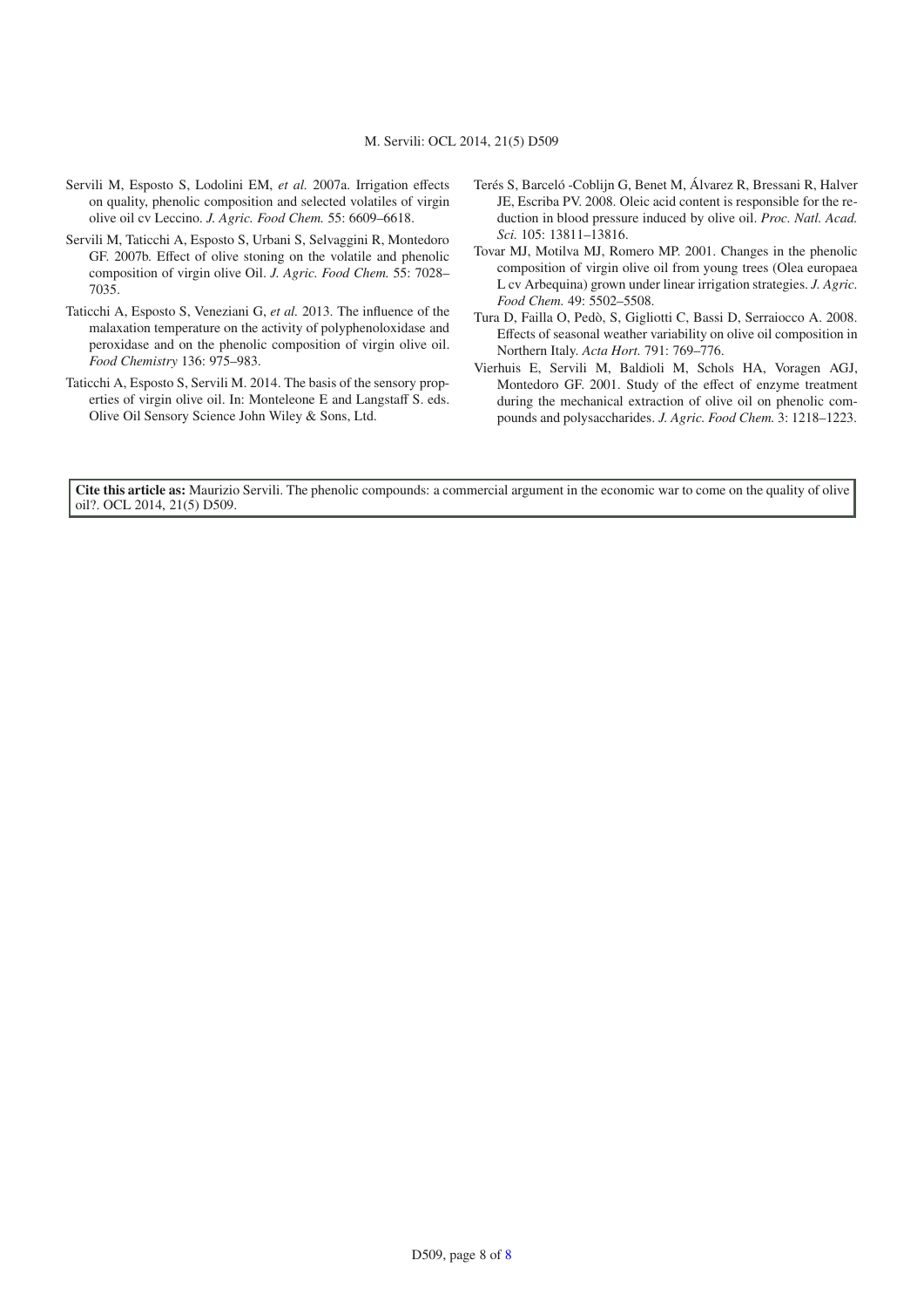Servili M, Esposto S, Lodolini EM, *et al.* 2007a. Irrigation effects on quality, phenolic composition and selected volatiles of virgin olive oil cv Leccino. *J. Agric. Food Chem.* 55: 6609–6618.

Servili M, Taticchi A, Esposto S, Urbani S, Selvaggini R, Montedoro GF. 2007b. Effect of olive stoning on the volatile and phenolic composition of virgin olive Oil. *J. Agric. Food Chem.* 55: 7028–7035.

Taticchi A, Esposto S, Veneziani G, *et al.* 2013. The influence of the malaxation temperature on the activity of polyphenoloxidase and peroxidase and on the phenolic composition of virgin olive oil. *Food Chemistry* 136: 975–983.

Taticchi A, Esposto S, Servili M. 2014. The basis of the sensory properties of virgin olive oil. In: Monteleone E and Langstaff S. eds. Olive Oil Sensory Science John Wiley & Sons, Ltd.

Terés S, Barceló -Coblijn G, Benet M, Álvarez R, Bressani R, Halver JE, Escriba PV. 2008. Oleic acid content is responsible for the reduction in blood pressure induced by olive oil. *Proc. Natl. Acad. Sci.* 105: 13811–13816.

Tovar MJ, Motilva MJ, Romero MP. 2001. Changes in the phenolic composition of virgin olive oil from young trees (Olea europaea L cv Arbequina) grown under linear irrigation strategies. *J. Agric. Food Chem.* 49: 5502–5508.

Tura D, Failla O, Pedò, S, Gigliotti C, Bassi D, Serraiocco A. 2008. Effects of seasonal weather variability on olive oil composition in Northern Italy. *Acta Hort.* 791: 769–776.

Vierhuis E, Servili M, Baldioli M, Schols HA, Voragen AGJ, Montedoro GF. 2001. Study of the effect of enzyme treatment during the mechanical extraction of olive oil on phenolic compounds and polysaccharides. *J. Agric. Food Chem.* 3: 1218–1223.

**Cite this article as:** Maurizio Servili. The phenolic compounds: a commercial argument in the economic war to come on the quality of olive oil?. OCL 2014, 21(5) D509.